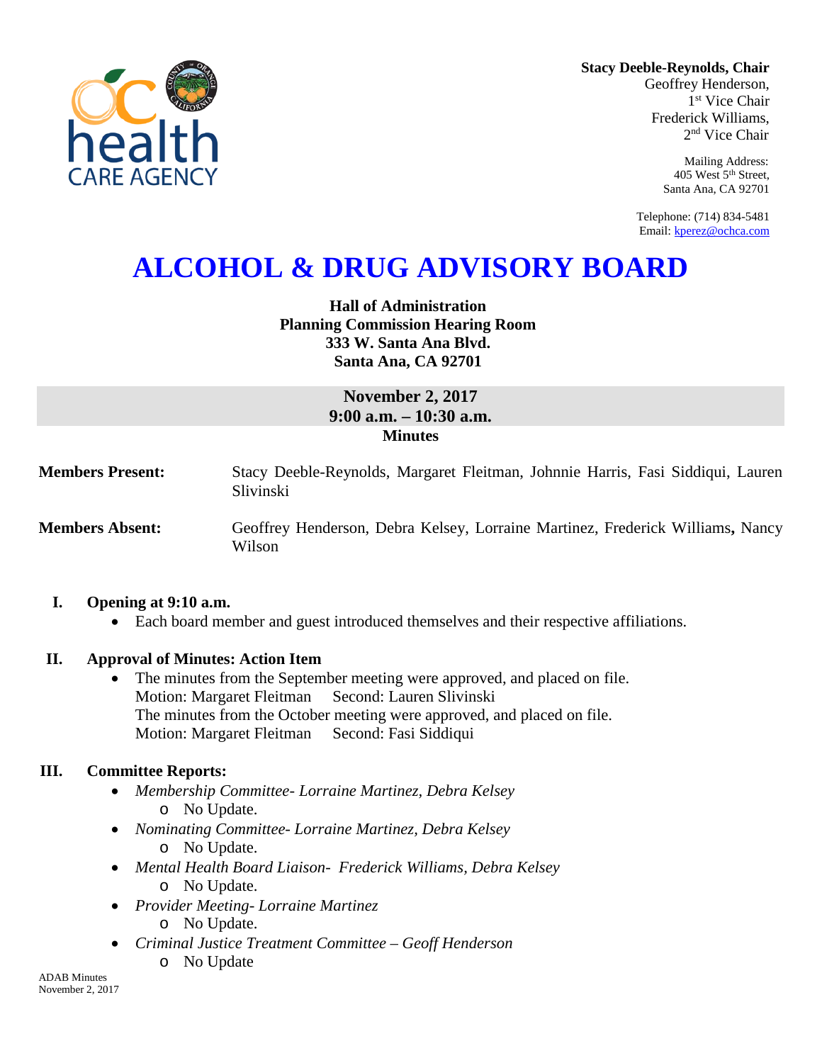**Stacy Deeble-Reynolds, Chair**
Geoffrey Henderson,
1st Vice Chair
Frederick Williams,
2nd Vice Chair

Mailing Address:
405 West 5th Street,
Santa Ana, CA 92701

Telephone: (714) 834-5481
Email: kperez@ochca.com

# ALCOHOL & DRUG ADVISORY BOARD

**Hall of Administration**
**Planning Commission Hearing Room**
**333 W. Santa Ana Blvd.**
**Santa Ana, CA 92701**

**November 2, 2017**
**9:00 a.m. – 10:30 a.m.**
**Minutes**

**Members Present:** Stacy Deeble-Reynolds, Margaret Fleitman, Johnnie Harris, Fasi Siddiqui, Lauren Slivinski

**Members Absent:** Geoffrey Henderson, Debra Kelsey, Lorraine Martinez, Frederick Williams, Nancy Wilson

## I. Opening at 9:10 a.m.

- Each board member and guest introduced themselves and their respective affiliations.

## II. Approval of Minutes: Action Item

- The minutes from the September meeting were approved, and placed on file.
  Motion: Margaret Fleitman Second: Lauren Slivinski
  The minutes from the October meeting were approved, and placed on file.
  Motion: Margaret Fleitman Second: Fasi Siddiqui

## III. Committee Reports:

- *Membership Committee- Lorraine Martinez, Debra Kelsey*
  - No Update.
- *Nominating Committee- Lorraine Martinez, Debra Kelsey*
  - No Update.
- *Mental Health Board Liaison- Frederick Williams, Debra Kelsey*
  - No Update.
- *Provider Meeting- Lorraine Martinez*
  - No Update.
- *Criminal Justice Treatment Committee – Geoff Henderson*
  - No Update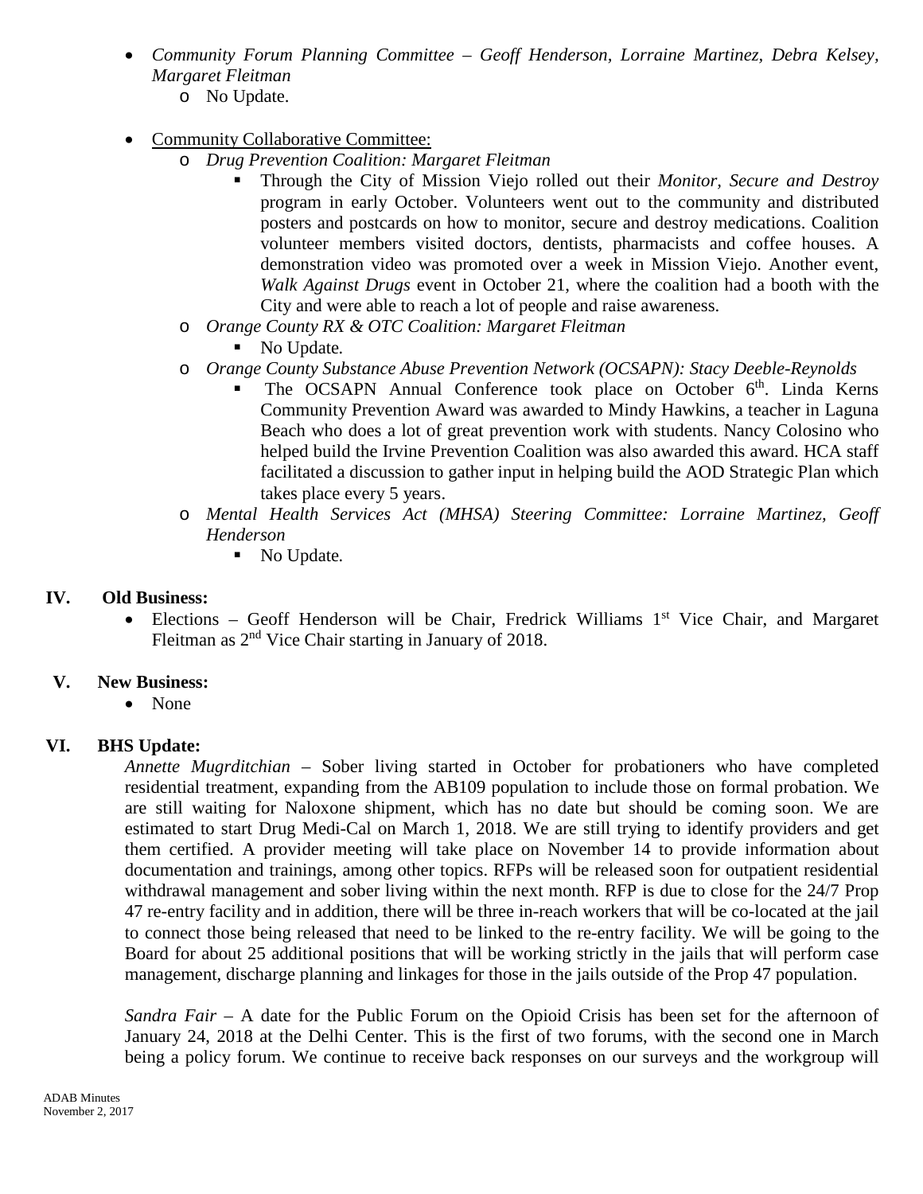- *Community Forum Planning Committee – Geoff Henderson, Lorraine Martinez, Debra Kelsey, Margaret Fleitman*
  - No Update.

- Community Collaborative Committee:
  - *Drug Prevention Coalition: Margaret Fleitman*
    - Through the City of Mission Viejo rolled out their *Monitor, Secure and Destroy* program in early October. Volunteers went out to the community and distributed posters and postcards on how to monitor, secure and destroy medications. Coalition volunteer members visited doctors, dentists, pharmacists and coffee houses. A demonstration video was promoted over a week in Mission Viejo. Another event, *Walk Against Drugs* event in October 21, where the coalition had a booth with the City and were able to reach a lot of people and raise awareness.
  - *Orange County RX & OTC Coalition: Margaret Fleitman*
    - No Update.
  - *Orange County Substance Abuse Prevention Network (OCSAPN): Stacy Deeble-Reynolds*
    - The OCSAPN Annual Conference took place on October 6th. Linda Kerns Community Prevention Award was awarded to Mindy Hawkins, a teacher in Laguna Beach who does a lot of great prevention work with students. Nancy Colosino who helped build the Irvine Prevention Coalition was also awarded this award. HCA staff facilitated a discussion to gather input in helping build the AOD Strategic Plan which takes place every 5 years.
  - *Mental Health Services Act (MHSA) Steering Committee: Lorraine Martinez, Geoff Henderson*
    - No Update.

## IV. Old Business:

- Elections – Geoff Henderson will be Chair, Fredrick Williams 1st Vice Chair, and Margaret Fleitman as 2nd Vice Chair starting in January of 2018.

## V. New Business:

- None

## VI. BHS Update:

*Annette Mugrditchian* – Sober living started in October for probationers who have completed residential treatment, expanding from the AB109 population to include those on formal probation. We are still waiting for Naloxone shipment, which has no date but should be coming soon. We are estimated to start Drug Medi-Cal on March 1, 2018. We are still trying to identify providers and get them certified. A provider meeting will take place on November 14 to provide information about documentation and trainings, among other topics. RFPs will be released soon for outpatient residential withdrawal management and sober living within the next month. RFP is due to close for the 24/7 Prop 47 re-entry facility and in addition, there will be three in-reach workers that will be co-located at the jail to connect those being released that need to be linked to the re-entry facility. We will be going to the Board for about 25 additional positions that will be working strictly in the jails that will perform case management, discharge planning and linkages for those in the jails outside of the Prop 47 population.

*Sandra Fair* – A date for the Public Forum on the Opioid Crisis has been set for the afternoon of January 24, 2018 at the Delhi Center. This is the first of two forums, with the second one in March being a policy forum. We continue to receive back responses on our surveys and the workgroup will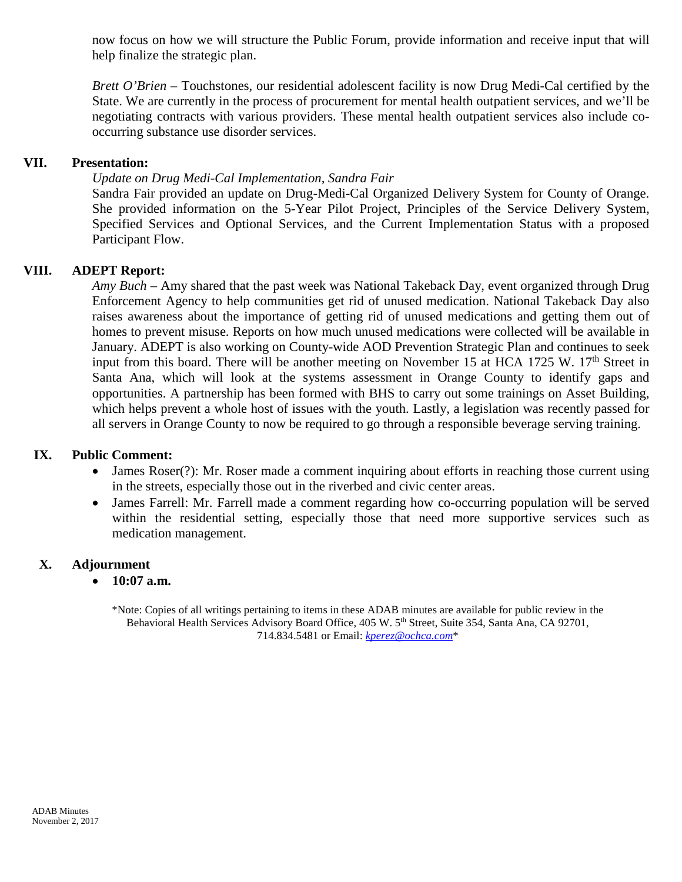now focus on how we will structure the Public Forum, provide information and receive input that will help finalize the strategic plan.

*Brett O'Brien* – Touchstones, our residential adolescent facility is now Drug Medi-Cal certified by the State. We are currently in the process of procurement for mental health outpatient services, and we'll be negotiating contracts with various providers. These mental health outpatient services also include co-occurring substance use disorder services.

## VII. Presentation:

*Update on Drug Medi-Cal Implementation, Sandra Fair*

Sandra Fair provided an update on Drug-Medi-Cal Organized Delivery System for County of Orange. She provided information on the 5-Year Pilot Project, Principles of the Service Delivery System, Specified Services and Optional Services, and the Current Implementation Status with a proposed Participant Flow.

## VIII. ADEPT Report:

*Amy Buch* – Amy shared that the past week was National Takeback Day, event organized through Drug Enforcement Agency to help communities get rid of unused medication. National Takeback Day also raises awareness about the importance of getting rid of unused medications and getting them out of homes to prevent misuse. Reports on how much unused medications were collected will be available in January. ADEPT is also working on County-wide AOD Prevention Strategic Plan and continues to seek input from this board. There will be another meeting on November 15 at HCA 1725 W. 17th Street in Santa Ana, which will look at the systems assessment in Orange County to identify gaps and opportunities. A partnership has been formed with BHS to carry out some trainings on Asset Building, which helps prevent a whole host of issues with the youth. Lastly, a legislation was recently passed for all servers in Orange County to now be required to go through a responsible beverage serving training.

## IX. Public Comment:

- James Roser(?): Mr. Roser made a comment inquiring about efforts in reaching those current using in the streets, especially those out in the riverbed and civic center areas.
- James Farrell: Mr. Farrell made a comment regarding how co-occurring population will be served within the residential setting, especially those that need more supportive services such as medication management.

## X. Adjournment

- **10:07 a.m.**

\*Note: Copies of all writings pertaining to items in these ADAB minutes are available for public review in the Behavioral Health Services Advisory Board Office, 405 W. 5th Street, Suite 354, Santa Ana, CA 92701, 714.834.5481 or Email: *kperez@ochca.com*\*